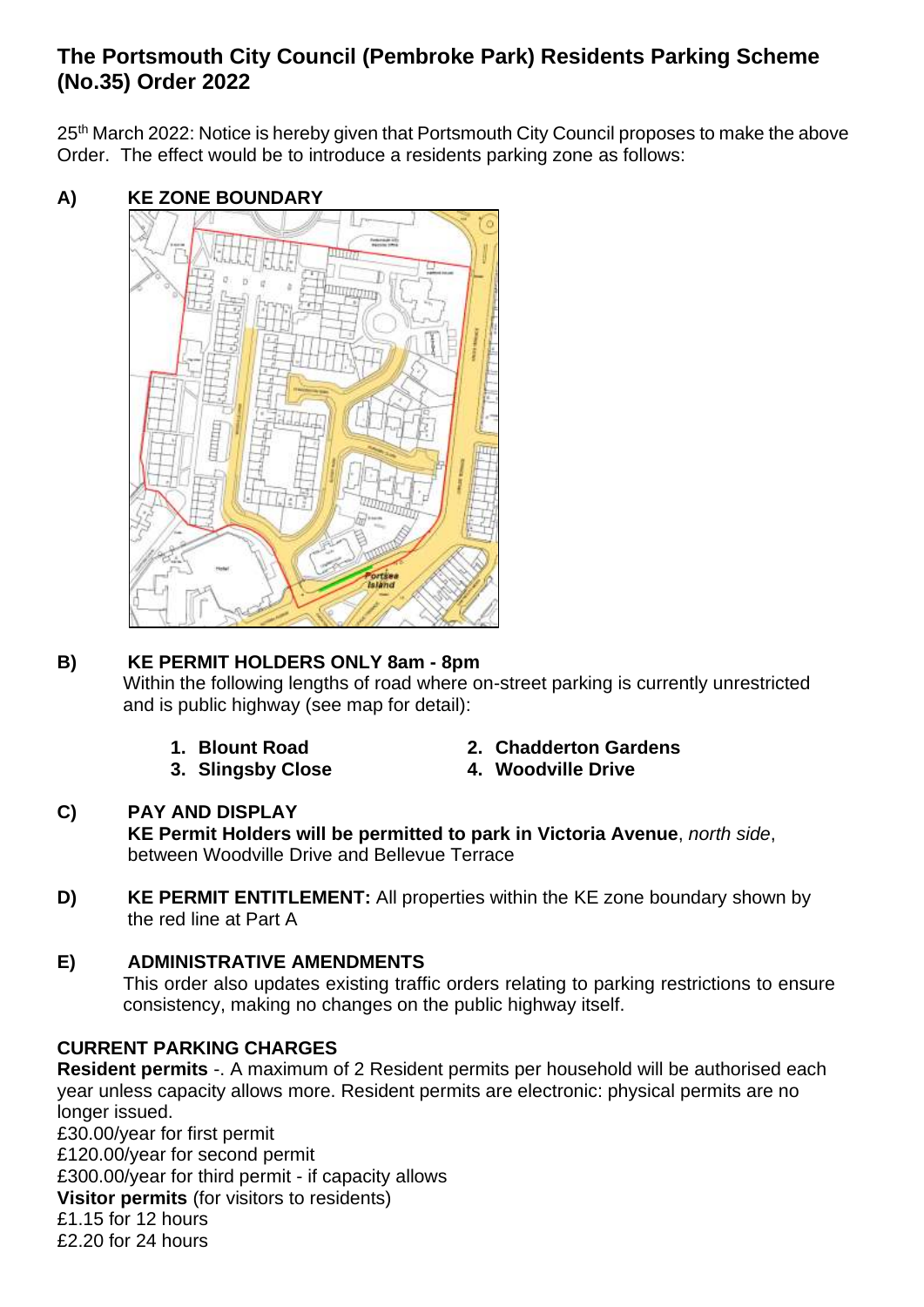# The Portsmouth City Council (Pembroke Park) Residents Parking Scheme (No.35) Order 2022

25th March 2022: Notice is hereby given that Portsmouth City Council proposes to make the above Order. The effect would be to introduce a residents parking zone as follows:

**A) KE ZONE BOUNDARY**

**B) KE PERMIT HOLDERS ONLY 8am - 8pm**

Within the following lengths of road where on-street parking is currently unrestricted and is public highway (see map for detail):

1. **Blount Road**
2. **Chadderton Gardens**
3. **Slingsby Close**
4. **Woodville Drive**

**C) PAY AND DISPLAY**

**KE Permit Holders will be permitted to park in Victoria Avenue**, *north side*, between Woodville Drive and Bellevue Terrace

**D) KE PERMIT ENTITLEMENT:** All properties within the KE zone boundary shown by the red line at Part A

**E) ADMINISTRATIVE AMENDMENTS**

This order also updates existing traffic orders relating to parking restrictions to ensure consistency, making no changes on the public highway itself.

**CURRENT PARKING CHARGES**

**Resident permits** -. A maximum of 2 Resident permits per household will be authorised each year unless capacity allows more. Resident permits are electronic: physical permits are no longer issued.

£30.00/year for first permit
£120.00/year for second permit
£300.00/year for third permit - if capacity allows

**Visitor permits** (for visitors to residents)
£1.15 for 12 hours
£2.20 for 24 hours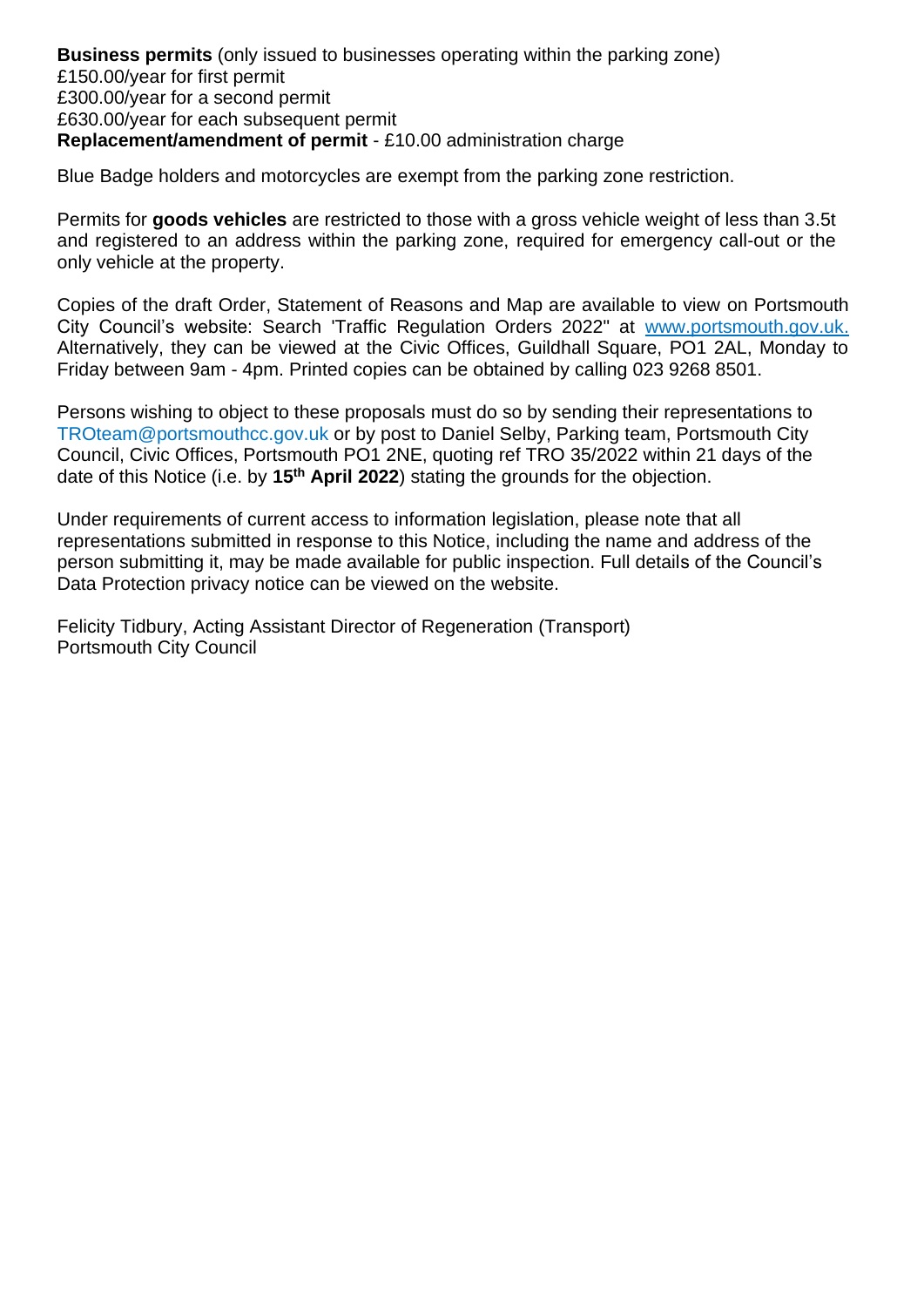**Business permits** (only issued to businesses operating within the parking zone)
£150.00/year for first permit
£300.00/year for a second permit
£630.00/year for each subsequent permit
**Replacement/amendment of permit** - £10.00 administration charge

Blue Badge holders and motorcycles are exempt from the parking zone restriction.

Permits for **goods vehicles** are restricted to those with a gross vehicle weight of less than 3.5t and registered to an address within the parking zone, required for emergency call-out or the only vehicle at the property.

Copies of the draft Order, Statement of Reasons and Map are available to view on Portsmouth City Council's website: Search 'Traffic Regulation Orders 2022" at www.portsmouth.gov.uk. Alternatively, they can be viewed at the Civic Offices, Guildhall Square, PO1 2AL, Monday to Friday between 9am - 4pm. Printed copies can be obtained by calling 023 9268 8501.

Persons wishing to object to these proposals must do so by sending their representations to TROteam@portsmouthcc.gov.uk or by post to Daniel Selby, Parking team, Portsmouth City Council, Civic Offices, Portsmouth PO1 2NE, quoting ref TRO 35/2022 within 21 days of the date of this Notice (i.e. by **15th April 2022**) stating the grounds for the objection.

Under requirements of current access to information legislation, please note that all representations submitted in response to this Notice, including the name and address of the person submitting it, may be made available for public inspection. Full details of the Council's Data Protection privacy notice can be viewed on the website.

Felicity Tidbury, Acting Assistant Director of Regeneration (Transport)
Portsmouth City Council